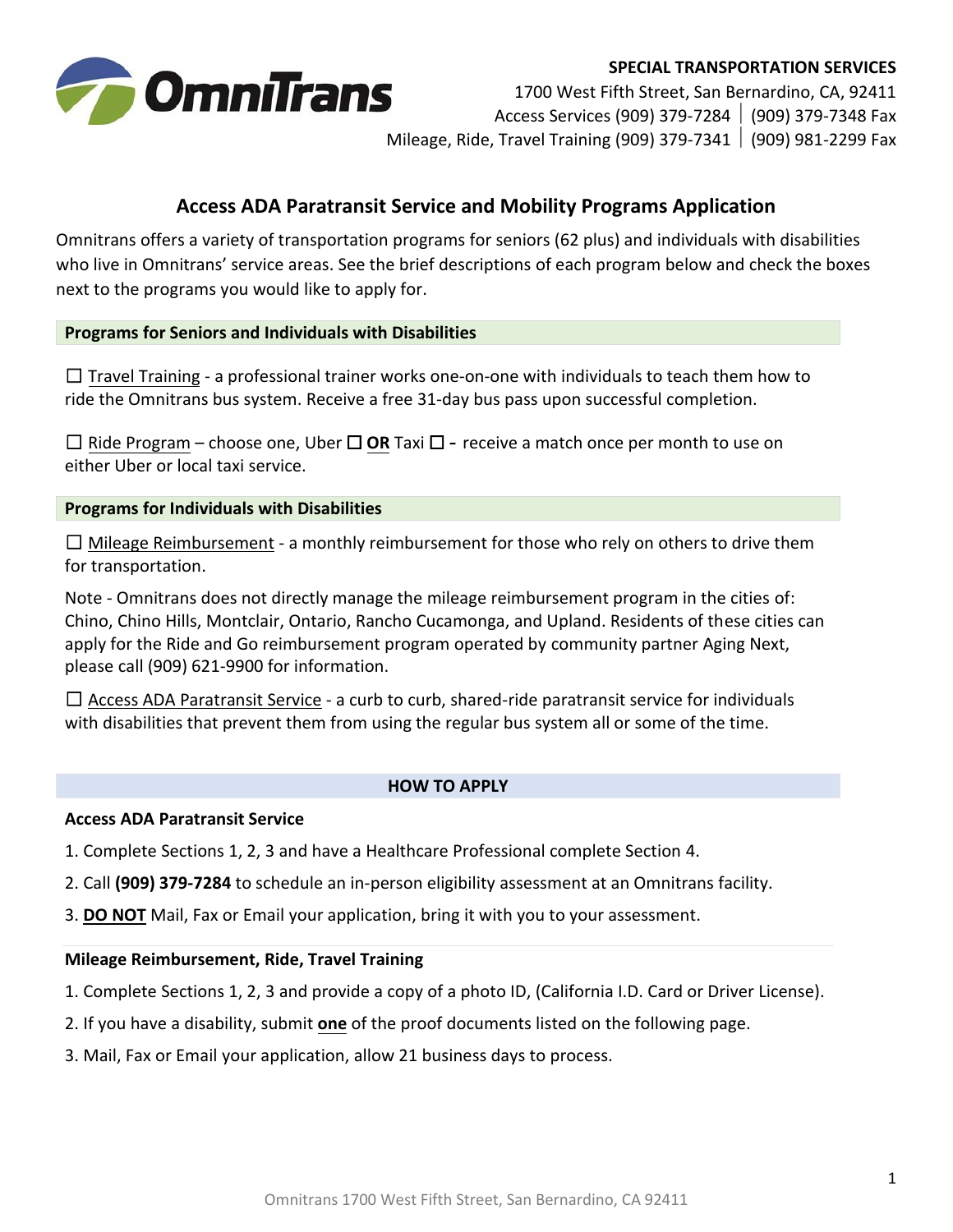**SPECIAL TRANSPORTATION SERVICES**
1700 West Fifth Street, San Bernardino, CA, 92411
Access Services (909) 379-7284 | (909) 379-7348 Fax
Mileage, Ride, Travel Training (909) 379-7341 | (909) 981-2299 Fax

# Access ADA Paratransit Service and Mobility Programs Application

Omnitrans offers a variety of transportation programs for seniors (62 plus) and individuals with disabilities who live in Omnitrans' service areas. See the brief descriptions of each program below and check the boxes next to the programs you would like to apply for.

## Programs for Seniors and Individuals with Disabilities

☐ Travel Training - a professional trainer works one-on-one with individuals to teach them how to ride the Omnitrans bus system. Receive a free 31-day bus pass upon successful completion.

☐ Ride Program – choose one, Uber ☐ **OR** Taxi ☐ - receive a match once per month to use on either Uber or local taxi service.

## Programs for Individuals with Disabilities

☐ Mileage Reimbursement - a monthly reimbursement for those who rely on others to drive them for transportation.

Note - Omnitrans does not directly manage the mileage reimbursement program in the cities of: Chino, Chino Hills, Montclair, Ontario, Rancho Cucamonga, and Upland. Residents of these cities can apply for the Ride and Go reimbursement program operated by community partner Aging Next, please call (909) 621-9900 for information.

☐ Access ADA Paratransit Service - a curb to curb, shared-ride paratransit service for individuals with disabilities that prevent them from using the regular bus system all or some of the time.

## HOW TO APPLY

### Access ADA Paratransit Service

1. Complete Sections 1, 2, 3 and have a Healthcare Professional complete Section 4.
2. Call **(909) 379-7284** to schedule an in-person eligibility assessment at an Omnitrans facility.
3. **DO NOT** Mail, Fax or Email your application, bring it with you to your assessment.

### Mileage Reimbursement, Ride, Travel Training

1. Complete Sections 1, 2, 3 and provide a copy of a photo ID, (California I.D. Card or Driver License).
2. If you have a disability, submit **one** of the proof documents listed on the following page.
3. Mail, Fax or Email your application, allow 21 business days to process.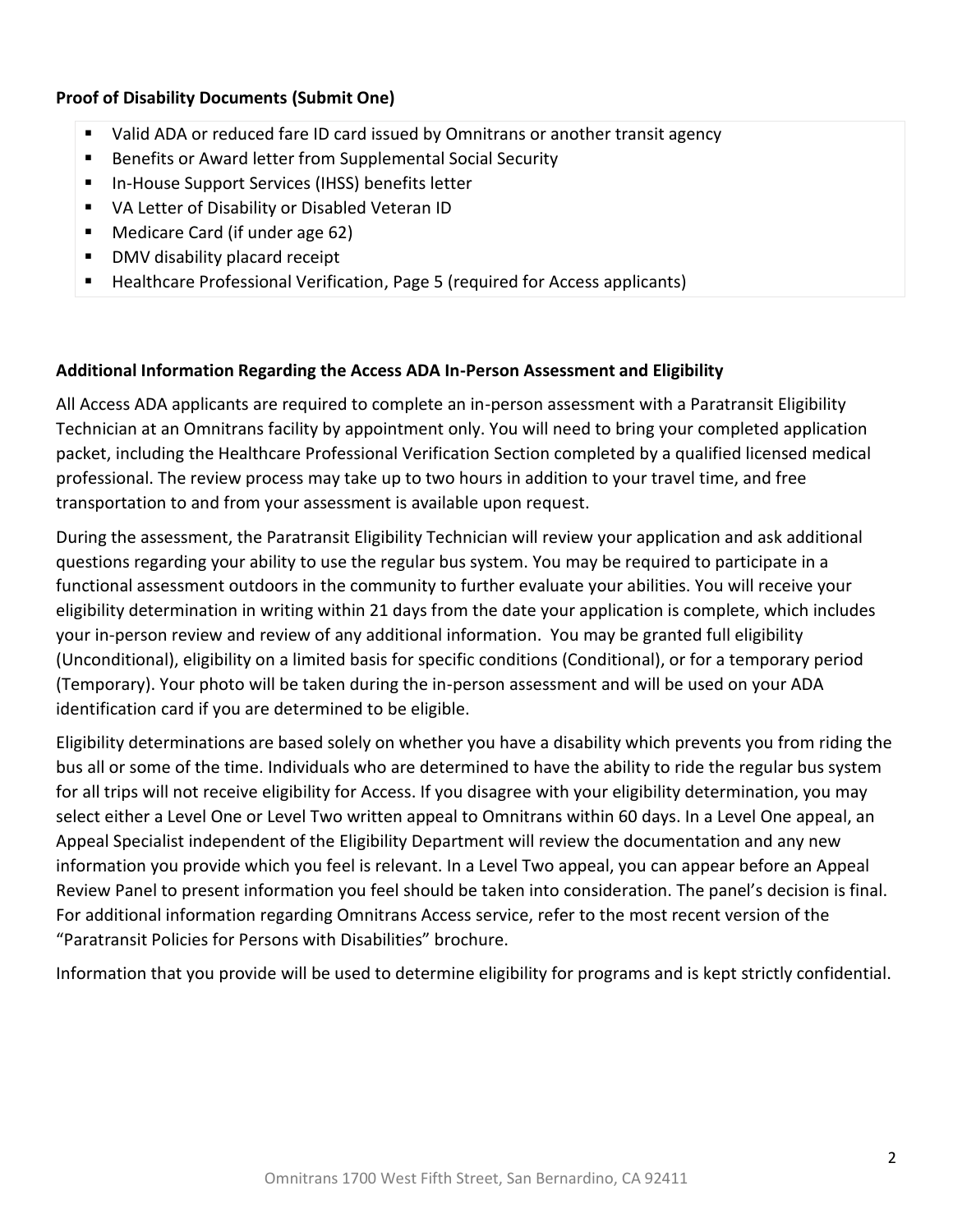**Proof of Disability Documents (Submit One)**

- Valid ADA or reduced fare ID card issued by Omnitrans or another transit agency
- Benefits or Award letter from Supplemental Social Security
- In-House Support Services (IHSS) benefits letter
- VA Letter of Disability or Disabled Veteran ID
- Medicare Card (if under age 62)
- DMV disability placard receipt
- Healthcare Professional Verification, Page 5 (required for Access applicants)

**Additional Information Regarding the Access ADA In-Person Assessment and Eligibility**

All Access ADA applicants are required to complete an in-person assessment with a Paratransit Eligibility Technician at an Omnitrans facility by appointment only. You will need to bring your completed application packet, including the Healthcare Professional Verification Section completed by a qualified licensed medical professional. The review process may take up to two hours in addition to your travel time, and free transportation to and from your assessment is available upon request.

During the assessment, the Paratransit Eligibility Technician will review your application and ask additional questions regarding your ability to use the regular bus system. You may be required to participate in a functional assessment outdoors in the community to further evaluate your abilities. You will receive your eligibility determination in writing within 21 days from the date your application is complete, which includes your in-person review and review of any additional information. You may be granted full eligibility (Unconditional), eligibility on a limited basis for specific conditions (Conditional), or for a temporary period (Temporary). Your photo will be taken during the in-person assessment and will be used on your ADA identification card if you are determined to be eligible.

Eligibility determinations are based solely on whether you have a disability which prevents you from riding the bus all or some of the time. Individuals who are determined to have the ability to ride the regular bus system for all trips will not receive eligibility for Access. If you disagree with your eligibility determination, you may select either a Level One or Level Two written appeal to Omnitrans within 60 days. In a Level One appeal, an Appeal Specialist independent of the Eligibility Department will review the documentation and any new information you provide which you feel is relevant. In a Level Two appeal, you can appear before an Appeal Review Panel to present information you feel should be taken into consideration. The panel's decision is final. For additional information regarding Omnitrans Access service, refer to the most recent version of the "Paratransit Policies for Persons with Disabilities" brochure.

Information that you provide will be used to determine eligibility for programs and is kept strictly confidential.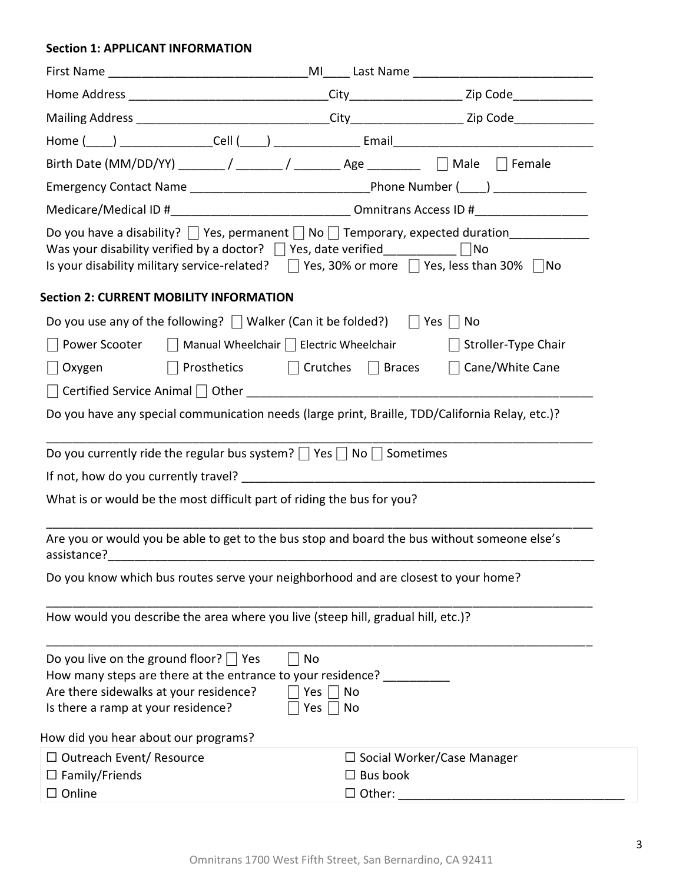**Section 1: APPLICANT INFORMATION**

First Name ______________________________MI____ Last Name ___________________________

Home Address ______________________________City_________________ Zip Code____________

Mailing Address _____________________________City_________________ Zip Code____________

Home (____) ______________Cell (____) _____________ Email_______________________________

Birth Date (MM/DD/YY) _______ / _______ / _______ Age ________ ☐ Male ☐ Female

Emergency Contact Name ___________________________Phone Number (____) ______________

Medicare/Medical ID #___________________________ Omnitrans Access ID #_________________

Do you have a disability? ☐ Yes, permanent ☐ No ☐ Temporary, expected duration____________
Was your disability verified by a doctor? ☐ Yes, date verified___________ ☐No
Is your disability military service-related? ☐ Yes, 30% or more ☐ Yes, less than 30% ☐No

**Section 2: CURRENT MOBILITY INFORMATION**

Do you use any of the following? ☐ Walker (Can it be folded?) ☐ Yes ☐ No

☐ Power Scooter ☐ Manual Wheelchair ☐ Electric Wheelchair ☐ Stroller-Type Chair

☐ Oxygen ☐ Prosthetics ☐ Crutches ☐ Braces ☐ Cane/White Cane

☐ Certified Service Animal ☐ Other ______________________________________________________

Do you have any special communication needs (large print, Braille, TDD/California Relay, etc.)?

_____________________________________________________________________________________

Do you currently ride the regular bus system? ☐ Yes ☐ No ☐ Sometimes

If not, how do you currently travel? ______________________________________________________

What is or would be the most difficult part of riding the bus for you?

_____________________________________________________________________________________

Are you or would you be able to get to the bus stop and board the bus without someone else's assistance?__________________________________________________________________________

Do you know which bus routes serve your neighborhood and are closest to your home?

_____________________________________________________________________________________

How would you describe the area where you live (steep hill, gradual hill, etc.)?

_____________________________________________________________________________________

Do you live on the ground floor? ☐ Yes ☐ No
How many steps are there at the entrance to your residence? __________
Are there sidewalks at your residence? ☐ Yes ☐ No
Is there a ramp at your residence? ☐ Yes ☐ No

How did you hear about our programs?

| | |
|---|---|
| ☐ Outreach Event/ Resource | ☐ Social Worker/Case Manager |
| ☐ Family/Friends | ☐ Bus book |
| ☐ Online | ☐ Other: _________________________________ |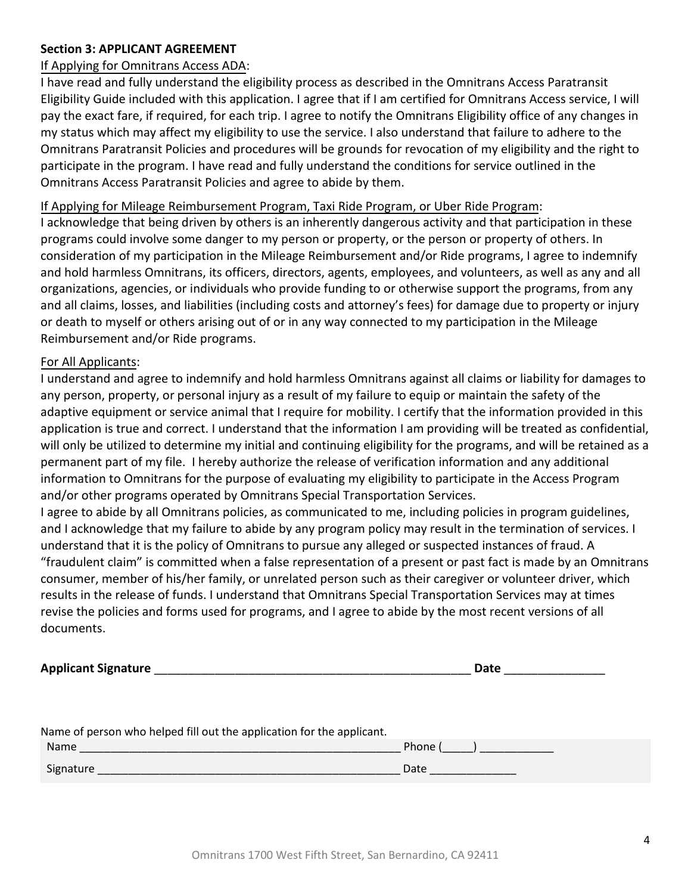**Section 3: APPLICANT AGREEMENT**

If Applying for Omnitrans Access ADA:

I have read and fully understand the eligibility process as described in the Omnitrans Access Paratransit Eligibility Guide included with this application. I agree that if I am certified for Omnitrans Access service, I will pay the exact fare, if required, for each trip. I agree to notify the Omnitrans Eligibility office of any changes in my status which may affect my eligibility to use the service. I also understand that failure to adhere to the Omnitrans Paratransit Policies and procedures will be grounds for revocation of my eligibility and the right to participate in the program. I have read and fully understand the conditions for service outlined in the Omnitrans Access Paratransit Policies and agree to abide by them.

If Applying for Mileage Reimbursement Program, Taxi Ride Program, or Uber Ride Program:

I acknowledge that being driven by others is an inherently dangerous activity and that participation in these programs could involve some danger to my person or property, or the person or property of others. In consideration of my participation in the Mileage Reimbursement and/or Ride programs, I agree to indemnify and hold harmless Omnitrans, its officers, directors, agents, employees, and volunteers, as well as any and all organizations, agencies, or individuals who provide funding to or otherwise support the programs, from any and all claims, losses, and liabilities (including costs and attorney's fees) for damage due to property or injury or death to myself or others arising out of or in any way connected to my participation in the Mileage Reimbursement and/or Ride programs.

For All Applicants:

I understand and agree to indemnify and hold harmless Omnitrans against all claims or liability for damages to any person, property, or personal injury as a result of my failure to equip or maintain the safety of the adaptive equipment or service animal that I require for mobility. I certify that the information provided in this application is true and correct. I understand that the information I am providing will be treated as confidential, will only be utilized to determine my initial and continuing eligibility for the programs, and will be retained as a permanent part of my file. I hereby authorize the release of verification information and any additional information to Omnitrans for the purpose of evaluating my eligibility to participate in the Access Program and/or other programs operated by Omnitrans Special Transportation Services.

I agree to abide by all Omnitrans policies, as communicated to me, including policies in program guidelines, and I acknowledge that my failure to abide by any program policy may result in the termination of services. I understand that it is the policy of Omnitrans to pursue any alleged or suspected instances of fraud. A "fraudulent claim" is committed when a false representation of a present or past fact is made by an Omnitrans consumer, member of his/her family, or unrelated person such as their caregiver or volunteer driver, which results in the release of funds. I understand that Omnitrans Special Transportation Services may at times revise the policies and forms used for programs, and I agree to abide by the most recent versions of all documents.

**Applicant Signature** _________________________________________________ **Date** _______________

Name of person who helped fill out the application for the applicant.

Name _____________________________________________________ Phone (_____) ____________

Signature _________________________________________________ Date ______________

Omnitrans 1700 West Fifth Street, San Bernardino, CA 92411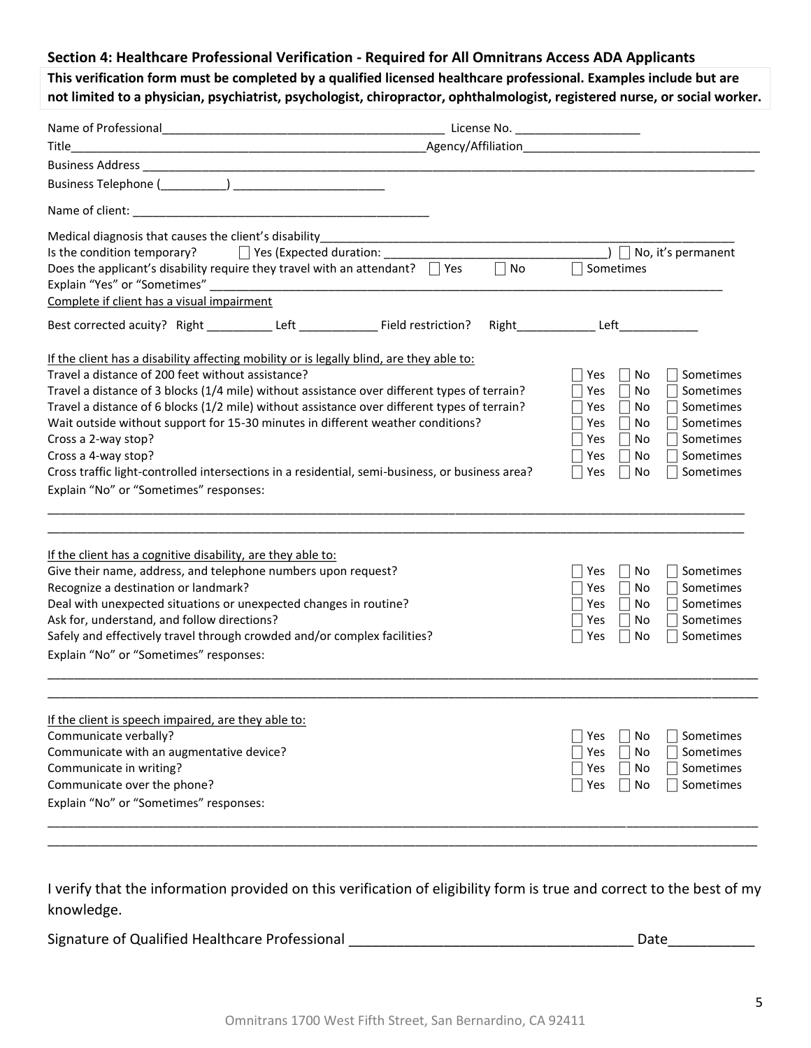## Section 4: Healthcare Professional Verification - Required for All Omnitrans Access ADA Applicants

**This verification form must be completed by a qualified licensed healthcare professional. Examples include but are not limited to a physician, psychiatrist, psychologist, chiropractor, ophthalmologist, registered nurse, or social worker.**

Name of Professional__________________________________________ License No. ___________________

Title_______________________________________________________Agency/Affiliation___________________________________

Business Address ______________________________________________________________________________________

Business Telephone (__________) _______________________

Name of client: _____________________________________________

Medical diagnosis that causes the client's disability_________________________________________________________________

Is the condition temporary? ☐ Yes (Expected duration: _________________________________) ☐ No, it's permanent

Does the applicant's disability require they travel with an attendant? ☐ Yes ☐ No ☐ Sometimes

Explain "Yes" or "Sometimes" ___________________________________________________________________________________

Complete if client has a visual impairment

Best corrected acuity? Right __________ Left ____________ Field restriction? Right____________ Left____________

If the client has a disability affecting mobility or is legally blind, are they able to:

| | | | |
|---|---|---|---|
| Travel a distance of 200 feet without assistance? | ☐ Yes | ☐ No | ☐ Sometimes |
| Travel a distance of 3 blocks (1/4 mile) without assistance over different types of terrain? | ☐ Yes | ☐ No | ☐ Sometimes |
| Travel a distance of 6 blocks (1/2 mile) without assistance over different types of terrain? | ☐ Yes | ☐ No | ☐ Sometimes |
| Wait outside without support for 15-30 minutes in different weather conditions? | ☐ Yes | ☐ No | ☐ Sometimes |
| Cross a 2-way stop? | ☐ Yes | ☐ No | ☐ Sometimes |
| Cross a 4-way stop? | ☐ Yes | ☐ No | ☐ Sometimes |
| Cross traffic light-controlled intersections in a residential, semi-business, or business area? | ☐ Yes | ☐ No | ☐ Sometimes |

Explain "No" or "Sometimes" responses:

_____________________________________________________________________________________________________

_____________________________________________________________________________________________________

If the client has a cognitive disability, are they able to:

| | | | |
|---|---|---|---|
| Give their name, address, and telephone numbers upon request? | ☐ Yes | ☐ No | ☐ Sometimes |
| Recognize a destination or landmark? | ☐ Yes | ☐ No | ☐ Sometimes |
| Deal with unexpected situations or unexpected changes in routine? | ☐ Yes | ☐ No | ☐ Sometimes |
| Ask for, understand, and follow directions? | ☐ Yes | ☐ No | ☐ Sometimes |
| Safely and effectively travel through crowded and/or complex facilities? | ☐ Yes | ☐ No | ☐ Sometimes |

Explain "No" or "Sometimes" responses:

_____________________________________________________________________________________________________

_____________________________________________________________________________________________________

If the client is speech impaired, are they able to:

| | | | |
|---|---|---|---|
| Communicate verbally? | ☐ Yes | ☐ No | ☐ Sometimes |
| Communicate with an augmentative device? | ☐ Yes | ☐ No | ☐ Sometimes |
| Communicate in writing? | ☐ Yes | ☐ No | ☐ Sometimes |
| Communicate over the phone? | ☐ Yes | ☐ No | ☐ Sometimes |

Explain "No" or "Sometimes" responses:

_____________________________________________________________________________________________________

_____________________________________________________________________________________________________

I verify that the information provided on this verification of eligibility form is true and correct to the best of my knowledge.

Signature of Qualified Healthcare Professional ___________________________________ Date___________

Omnitrans 1700 West Fifth Street, San Bernardino, CA 92411